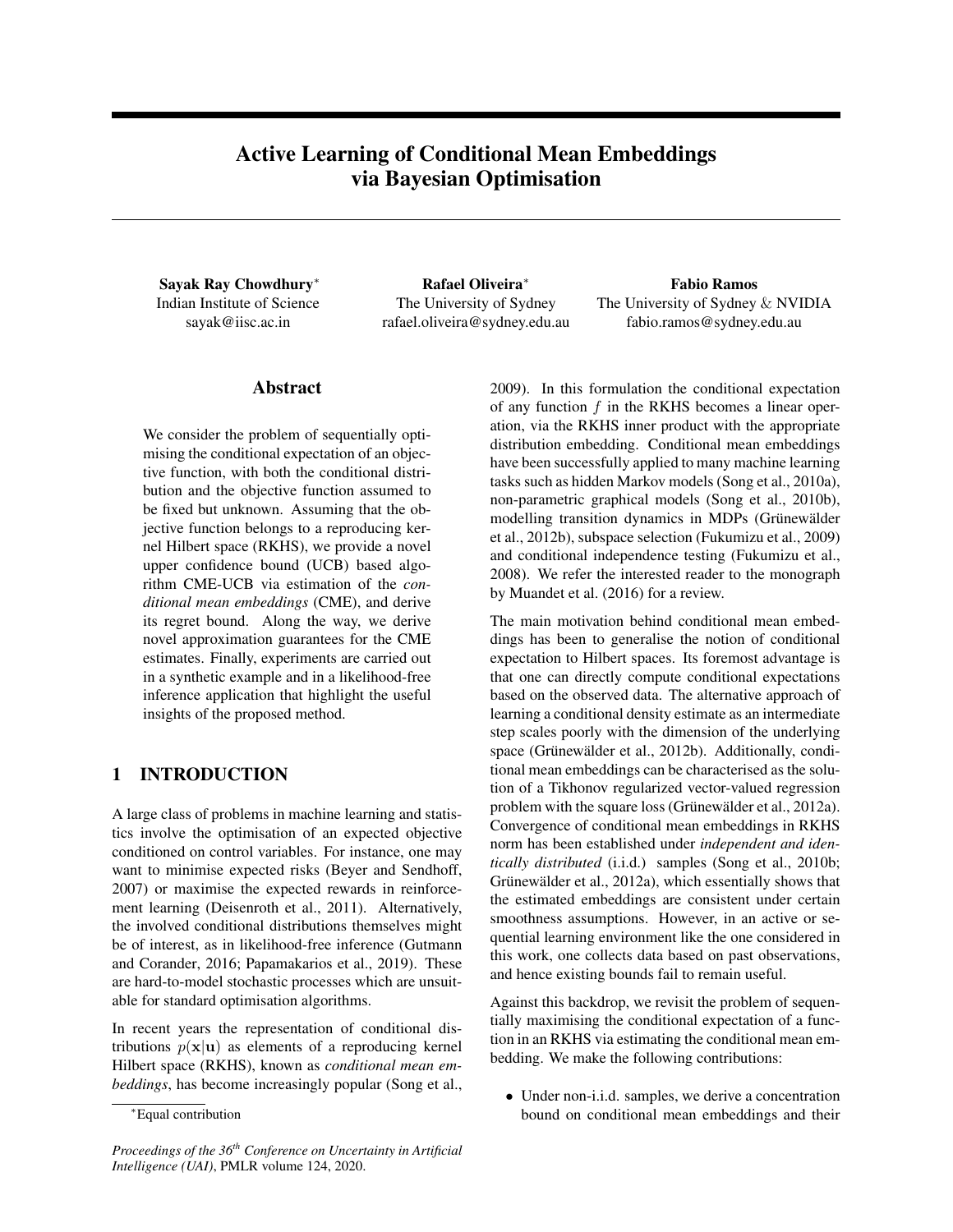# Active Learning of Conditional Mean Embeddings via Bayesian Optimisation

**Sayak Ray Chowdhury***
Indian Institute of Science
sayak@iisc.ac.in

**Rafael Oliveira***
The University of Sydney
rafael.oliveira@sydney.edu.au

**Fabio Ramos**
The University of Sydney & NVIDIA
fabio.ramos@sydney.edu.au

## Abstract

We consider the problem of sequentially optimising the conditional expectation of an objective function, with both the conditional distribution and the objective function assumed to be fixed but unknown. Assuming that the objective function belongs to a reproducing kernel Hilbert space (RKHS), we provide a novel upper confidence bound (UCB) based algorithm CME-UCB via estimation of the *conditional mean embeddings* (CME), and derive its regret bound. Along the way, we derive novel approximation guarantees for the CME estimates. Finally, experiments are carried out in a synthetic example and in a likelihood-free inference application that highlight the useful insights of the proposed method.

## 1 INTRODUCTION

A large class of problems in machine learning and statistics involve the optimisation of an expected objective conditioned on control variables. For instance, one may want to minimise expected risks (Beyer and Sendhoff, 2007) or maximise the expected rewards in reinforcement learning (Deisenroth et al., 2011). Alternatively, the involved conditional distributions themselves might be of interest, as in likelihood-free inference (Gutmann and Corander, 2016; Papamakarios et al., 2019). These are hard-to-model stochastic processes which are unsuitable for standard optimisation algorithms.

In recent years the representation of conditional distributions $p(\mathbf{x}|\mathbf{u})$ as elements of a reproducing kernel Hilbert space (RKHS), known as *conditional mean embeddings*, has become increasingly popular (Song et al., 2009). In this formulation the conditional expectation of any function $f$ in the RKHS becomes a linear operation, via the RKHS inner product with the appropriate distribution embedding. Conditional mean embeddings have been successfully applied to many machine learning tasks such as hidden Markov models (Song et al., 2010a), non-parametric graphical models (Song et al., 2010b), modelling transition dynamics in MDPs (Grünewälder et al., 2012b), subspace selection (Fukumizu et al., 2009) and conditional independence testing (Fukumizu et al., 2008). We refer the interested reader to the monograph by Muandet et al. (2016) for a review.

The main motivation behind conditional mean embeddings has been to generalise the notion of conditional expectation to Hilbert spaces. Its foremost advantage is that one can directly compute conditional expectations based on the observed data. The alternative approach of learning a conditional density estimate as an intermediate step scales poorly with the dimension of the underlying space (Grünewälder et al., 2012b). Additionally, conditional mean embeddings can be characterised as the solution of a Tikhonov regularized vector-valued regression problem with the square loss (Grünewälder et al., 2012a). Convergence of conditional mean embeddings in RKHS norm has been established under *independent and identically distributed* (i.i.d.) samples (Song et al., 2010b; Grünewälder et al., 2012a), which essentially shows that the estimated embeddings are consistent under certain smoothness assumptions. However, in an active or sequential learning environment like the one considered in this work, one collects data based on past observations, and hence existing bounds fail to remain useful.

Against this backdrop, we revisit the problem of sequentially maximising the conditional expectation of a function in an RKHS via estimating the conditional mean embedding. We make the following contributions:

- Under non-i.i.d. samples, we derive a concentration bound on conditional mean embeddings and their

*Equal contribution

*Proceedings of the 36th Conference on Uncertainty in Artificial Intelligence (UAI)*, PMLR volume 124, 2020.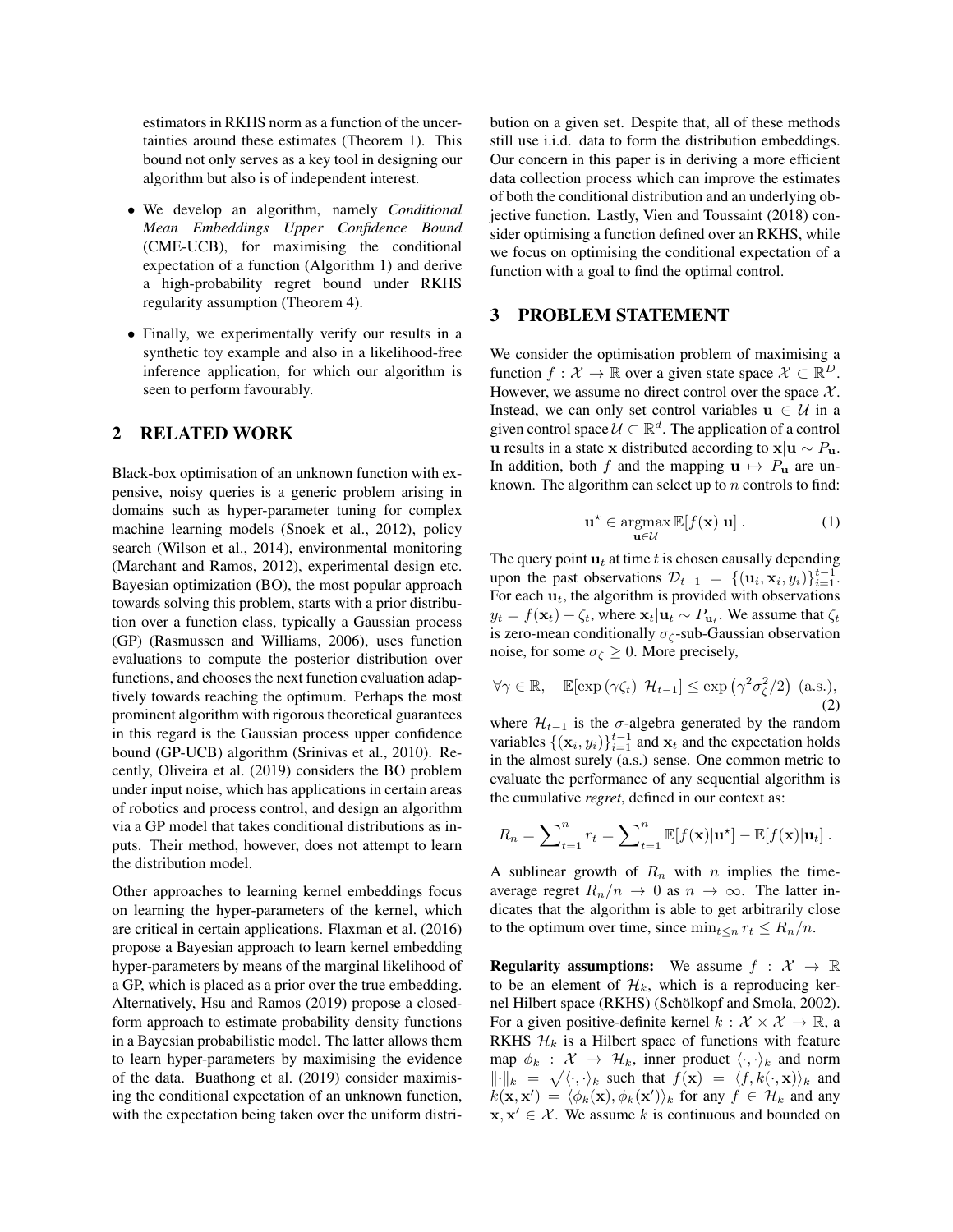estimators in RKHS norm as a function of the uncertainties around these estimates (Theorem 1). This bound not only serves as a key tool in designing our algorithm but also is of independent interest.

- We develop an algorithm, namely *Conditional Mean Embeddings Upper Confidence Bound* (CME-UCB), for maximising the conditional expectation of a function (Algorithm 1) and derive a high-probability regret bound under RKHS regularity assumption (Theorem 4).
- Finally, we experimentally verify our results in a synthetic toy example and also in a likelihood-free inference application, for which our algorithm is seen to perform favourably.

## 2 RELATED WORK

Black-box optimisation of an unknown function with expensive, noisy queries is a generic problem arising in domains such as hyper-parameter tuning for complex machine learning models (Snoek et al., 2012), policy search (Wilson et al., 2014), environmental monitoring (Marchant and Ramos, 2012), experimental design etc. Bayesian optimization (BO), the most popular approach towards solving this problem, starts with a prior distribution over a function class, typically a Gaussian process (GP) (Rasmussen and Williams, 2006), uses function evaluations to compute the posterior distribution over functions, and chooses the next function evaluation adaptively towards reaching the optimum. Perhaps the most prominent algorithm with rigorous theoretical guarantees in this regard is the Gaussian process upper confidence bound (GP-UCB) algorithm (Srinivas et al., 2010). Recently, Oliveira et al. (2019) considers the BO problem under input noise, which has applications in certain areas of robotics and process control, and design an algorithm via a GP model that takes conditional distributions as inputs. Their method, however, does not attempt to learn the distribution model.

Other approaches to learning kernel embeddings focus on learning the hyper-parameters of the kernel, which are critical in certain applications. Flaxman et al. (2016) propose a Bayesian approach to learn kernel embedding hyper-parameters by means of the marginal likelihood of a GP, which is placed as a prior over the true embedding. Alternatively, Hsu and Ramos (2019) propose a closed-form approach to estimate probability density functions in a Bayesian probabilistic model. The latter allows them to learn hyper-parameters by maximising the evidence of the data. Buathong et al. (2019) consider maximising the conditional expectation of an unknown function, with the expectation being taken over the uniform distribution on a given set. Despite that, all of these methods still use i.i.d. data to form the distribution embeddings. Our concern in this paper is in deriving a more efficient data collection process which can improve the estimates of both the conditional distribution and an underlying objective function. Lastly, Vien and Toussaint (2018) consider optimising a function defined over an RKHS, while we focus on optimising the conditional expectation of a function with a goal to find the optimal control.

## 3 PROBLEM STATEMENT

We consider the optimisation problem of maximising a function $f : \mathcal{X} \to \mathbb{R}$ over a given state space $\mathcal{X} \subset \mathbb{R}^D$. However, we assume no direct control over the space $\mathcal{X}$. Instead, we can only set control variables $\mathbf{u} \in \mathcal{U}$ in a given control space $\mathcal{U} \subset \mathbb{R}^d$. The application of a control $\mathbf{u}$ results in a state $\mathbf{x}$ distributed according to $\mathbf{x}|\mathbf{u} \sim P_\mathbf{u}$. In addition, both $f$ and the mapping $\mathbf{u} \mapsto P_\mathbf{u}$ are unknown. The algorithm can select up to $n$ controls to find:

$$\mathbf{u}^\star \in \operatorname*{argmax}_{\mathbf{u} \in \mathcal{U}} \mathbb{E}[f(\mathbf{x})|\mathbf{u}] \, . \tag{1}$$

The query point $\mathbf{u}_t$ at time $t$ is chosen causally depending upon the past observations $\mathcal{D}_{t-1} = \{(\mathbf{u}_i, \mathbf{x}_i, y_i)\}_{i=1}^{t-1}$. For each $\mathbf{u}_t$, the algorithm is provided with observations $y_t = f(\mathbf{x}_t) + \zeta_t$, where $\mathbf{x}_t|\mathbf{u}_t \sim P_{\mathbf{u}_t}$. We assume that $\zeta_t$ is zero-mean conditionally $\sigma_\zeta$-sub-Gaussian observation noise, for some $\sigma_\zeta \geq 0$. More precisely,

$$\forall \gamma \in \mathbb{R}, \quad \mathbb{E}[\exp(\gamma \zeta_t) \, | \mathcal{H}_{t-1}] \leq \exp\left(\gamma^2 \sigma_\zeta^2 / 2\right) \text{ (a.s.)}, \tag{2}$$

where $\mathcal{H}_{t-1}$ is the $\sigma$-algebra generated by the random variables $\{(\mathbf{x}_i, y_i)\}_{i=1}^{t-1}$ and $\mathbf{x}_t$ and the expectation holds in the almost surely (a.s.) sense. One common metric to evaluate the performance of any sequential algorithm is the cumulative *regret*, defined in our context as:

$$R_n = \sum\nolimits_{t=1}^{n} r_t = \sum\nolimits_{t=1}^{n} \mathbb{E}[f(\mathbf{x})|\mathbf{u}^\star] - \mathbb{E}[f(\mathbf{x})|\mathbf{u}_t] \, .$$

A sublinear growth of $R_n$ with $n$ implies the time-average regret $R_n/n \to 0$ as $n \to \infty$. The latter indicates that the algorithm is able to get arbitrarily close to the optimum over time, since $\min_{t \leq n} r_t \leq R_n/n$.

**Regularity assumptions:** We assume $f : \mathcal{X} \to \mathbb{R}$ to be an element of $\mathcal{H}_k$, which is a reproducing kernel Hilbert space (RKHS) (Schölkopf and Smola, 2002). For a given positive-definite kernel $k : \mathcal{X} \times \mathcal{X} \to \mathbb{R}$, a RKHS $\mathcal{H}_k$ is a Hilbert space of functions with feature map $\phi_k : \mathcal{X} \to \mathcal{H}_k$, inner product $\langle \cdot, \cdot \rangle_k$ and norm $\|\cdot\|_k = \sqrt{\langle \cdot, \cdot \rangle_k}$ such that $f(\mathbf{x}) = \langle f, k(\cdot, \mathbf{x}) \rangle_k$ and $k(\mathbf{x}, \mathbf{x}') = \langle \phi_k(\mathbf{x}), \phi_k(\mathbf{x}') \rangle_k$ for any $f \in \mathcal{H}_k$ and any $\mathbf{x}, \mathbf{x}' \in \mathcal{X}$. We assume $k$ is continuous and bounded on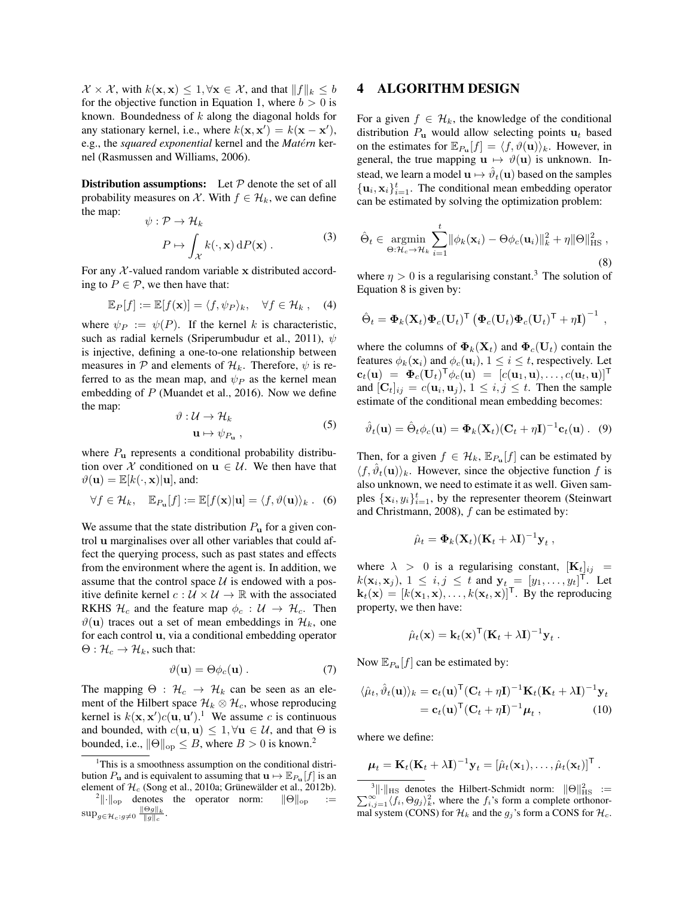$\mathcal{X} \times \mathcal{X}$, with $k(\mathbf{x}, \mathbf{x}) \leq 1, \forall \mathbf{x} \in \mathcal{X}$, and that $\|f\|_k \leq b$ for the objective function in Equation 1, where $b > 0$ is known. Boundedness of $k$ along the diagonal holds for any stationary kernel, i.e., where $k(\mathbf{x}, \mathbf{x}') = k(\mathbf{x} - \mathbf{x}')$, e.g., the *squared exponential* kernel and the *Matérn* kernel (Rasmussen and Williams, 2006).

**Distribution assumptions:** Let $\mathcal{P}$ denote the set of all probability measures on $\mathcal{X}$. With $f \in \mathcal{H}_k$, we can define the map:

$$\begin{aligned} \psi : \mathcal{P} &\to \mathcal{H}_k \\ P &\mapsto \int_{\mathcal{X}} k(\cdot, \mathbf{x}) \, \mathrm{d}P(\mathbf{x}) \, . \end{aligned} \tag{3}$$

For any $\mathcal{X}$-valued random variable $\mathbf{x}$ distributed according to $P \in \mathcal{P}$, we then have that:

$$\mathbb{E}_P[f] := \mathbb{E}[f(\mathbf{x})] = \langle f, \psi_P \rangle_k, \quad \forall f \in \mathcal{H}_k \, , \tag{4}$$

where $\psi_P := \psi(P)$. If the kernel $k$ is characteristic, such as radial kernels (Sriperumbudur et al., 2011), $\psi$ is injective, defining a one-to-one relationship between measures in $\mathcal{P}$ and elements of $\mathcal{H}_k$. Therefore, $\psi$ is referred to as the mean map, and $\psi_P$ as the kernel mean embedding of $P$ (Muandet et al., 2016). Now we define the map:

$$\begin{aligned} \vartheta : \mathcal{U} &\to \mathcal{H}_k \\ \mathbf{u} &\mapsto \psi_{P_{\mathbf{u}}} \, , \end{aligned} \tag{5}$$

where $P_{\mathbf{u}}$ represents a conditional probability distribution over $\mathcal{X}$ conditioned on $\mathbf{u} \in \mathcal{U}$. We then have that $\vartheta(\mathbf{u}) = \mathbb{E}[k(\cdot, \mathbf{x}) | \mathbf{u}]$, and:

$$\forall f \in \mathcal{H}_k, \quad \mathbb{E}_{P_{\mathbf{u}}}[f] := \mathbb{E}[f(\mathbf{x}) | \mathbf{u}] = \langle f, \vartheta(\mathbf{u}) \rangle_k \, . \tag{6}$$

We assume that the state distribution $P_{\mathbf{u}}$ for a given control $\mathbf{u}$ marginalises over all other variables that could affect the querying process, such as past states and effects from the environment where the agent is. In addition, we assume that the control space $\mathcal{U}$ is endowed with a positive definite kernel $c : \mathcal{U} \times \mathcal{U} \to \mathbb{R}$ with the associated RKHS $\mathcal{H}_c$ and the feature map $\phi_c : \mathcal{U} \to \mathcal{H}_c$. Then $\vartheta(\mathbf{u})$ traces out a set of mean embeddings in $\mathcal{H}_k$, one for each control $\mathbf{u}$, via a conditional embedding operator $\Theta : \mathcal{H}_c \to \mathcal{H}_k$, such that:

$$\vartheta(\mathbf{u}) = \Theta \phi_c(\mathbf{u}) \, . \tag{7}$$

The mapping $\Theta : \mathcal{H}_c \to \mathcal{H}_k$ can be seen as an element of the Hilbert space $\mathcal{H}_k \otimes \mathcal{H}_c$, whose reproducing kernel is $k(\mathbf{x}, \mathbf{x}')c(\mathbf{u}, \mathbf{u}')$.[1] We assume $c$ is continuous and bounded, with $c(\mathbf{u}, \mathbf{u}) \leq 1, \forall \mathbf{u} \in \mathcal{U}$, and that $\Theta$ is bounded, i.e., $\|\Theta\|_{\mathrm{op}} \leq B$, where $B > 0$ is known.[2]

[1]This is a smoothness assumption on the conditional distribution $P_{\mathbf{u}}$ and is equivalent to assuming that $\mathbf{u} \mapsto \mathbb{E}_{P_{\mathbf{u}}}[f]$ is an element of $\mathcal{H}_c$ (Song et al., 2010a; Grünewälder et al., 2012b).

[2]$\|\cdot\|_{\mathrm{op}}$ denotes the operator norm: $\|\Theta\|_{\mathrm{op}} := \sup_{g \in \mathcal{H}_c : g \neq 0} \frac{\|\Theta g\|_k}{\|g\|_c}$.

## 4 ALGORITHM DESIGN

For a given $f \in \mathcal{H}_k$, the knowledge of the conditional distribution $P_{\mathbf{u}}$ would allow selecting points $\mathbf{u}_t$ based on the estimates for $\mathbb{E}_{P_{\mathbf{u}}}[f] = \langle f, \vartheta(\mathbf{u}) \rangle_k$. However, in general, the true mapping $\mathbf{u} \mapsto \vartheta(\mathbf{u})$ is unknown. Instead, we learn a model $\mathbf{u} \mapsto \hat{\vartheta}_t(\mathbf{u})$ based on the samples $\{\mathbf{u}_i, \mathbf{x}_i\}_{i=1}^t$. The conditional mean embedding operator can be estimated by solving the optimization problem:

$$\hat{\Theta}_t \in \underset{\Theta : \mathcal{H}_c \to \mathcal{H}_k}{\operatorname{argmin}} \sum_{i=1}^{t} \|\phi_k(\mathbf{x}_i) - \Theta \phi_c(\mathbf{u}_i)\|_k^2 + \eta \|\Theta\|_{\mathrm{HS}}^2 \, , \tag{8}$$

where $\eta > 0$ is a regularising constant.[3] The solution of Equation 8 is given by:

$$\hat{\Theta}_t = \mathbf{\Phi}_k(\mathbf{X}_t) \mathbf{\Phi}_c(\mathbf{U}_t)^{\mathsf{T}} \left( \mathbf{\Phi}_c(\mathbf{U}_t) \mathbf{\Phi}_c(\mathbf{U}_t)^{\mathsf{T}} + \eta \mathbf{I} \right)^{-1} \, ,$$

where the columns of $\mathbf{\Phi}_k(\mathbf{X}_t)$ and $\mathbf{\Phi}_c(\mathbf{U}_t)$ contain the features $\phi_k(\mathbf{x}_i)$ and $\phi_c(\mathbf{u}_i)$, $1 \leq i \leq t$, respectively. Let $\mathbf{c}_t(\mathbf{u}) = \mathbf{\Phi}_c(\mathbf{U}_t)^{\mathsf{T}} \phi_c(\mathbf{u}) = [c(\mathbf{u}_1, \mathbf{u}), \ldots, c(\mathbf{u}_t, \mathbf{u})]^{\mathsf{T}}$ and $[\mathbf{C}_t]_{ij} = c(\mathbf{u}_i, \mathbf{u}_j)$, $1 \leq i, j \leq t$. Then the sample estimate of the conditional mean embedding becomes:

$$\hat{\vartheta}_t(\mathbf{u}) = \hat{\Theta}_t \phi_c(\mathbf{u}) = \mathbf{\Phi}_k(\mathbf{X}_t)(\mathbf{C}_t + \eta \mathbf{I})^{-1} \mathbf{c}_t(\mathbf{u}) \, . \tag{9}$$

Then, for a given $f \in \mathcal{H}_k$, $\mathbb{E}_{P_{\mathbf{u}}}[f]$ can be estimated by $\langle f, \hat{\vartheta}_t(\mathbf{u}) \rangle_k$. However, since the objective function $f$ is also unknown, we need to estimate it as well. Given samples $\{\mathbf{x}_i, y_i\}_{i=1}^t$, by the representer theorem (Steinwart and Christmann, 2008), $f$ can be estimated by:

$$\hat{\mu}_t = \mathbf{\Phi}_k(\mathbf{X}_t)(\mathbf{K}_t + \lambda \mathbf{I})^{-1} \mathbf{y}_t \, ,$$

where $\lambda > 0$ is a regularising constant, $[\mathbf{K}_t]_{ij} = k(\mathbf{x}_i, \mathbf{x}_j)$, $1 \leq i, j \leq t$ and $\mathbf{y}_t = [y_1, \ldots, y_t]^{\mathsf{T}}$. Let $\mathbf{k}_t(\mathbf{x}) = [k(\mathbf{x}_1, \mathbf{x}), \ldots, k(\mathbf{x}_t, \mathbf{x})]^{\mathsf{T}}$. By the reproducing property, we then have:

$$\hat{\mu}_t(\mathbf{x}) = \mathbf{k}_t(\mathbf{x})^{\mathsf{T}} (\mathbf{K}_t + \lambda \mathbf{I})^{-1} \mathbf{y}_t \, .$$

Now $\mathbb{E}_{P_{\mathbf{u}}}[f]$ can be estimated by:

$$\begin{aligned} \langle \hat{\mu}_t, \hat{\vartheta}_t(\mathbf{u}) \rangle_k &= \mathbf{c}_t(\mathbf{u})^{\mathsf{T}} (\mathbf{C}_t + \eta \mathbf{I})^{-1} \mathbf{K}_t (\mathbf{K}_t + \lambda \mathbf{I})^{-1} \mathbf{y}_t \\ &= \mathbf{c}_t(\mathbf{u})^{\mathsf{T}} (\mathbf{C}_t + \eta \mathbf{I})^{-1} \boldsymbol{\mu}_t \, , \end{aligned} \tag{10}$$

where we define:

$$\boldsymbol{\mu}_t = \mathbf{K}_t (\mathbf{K}_t + \lambda \mathbf{I})^{-1} \mathbf{y}_t = [\hat{\mu}_t(\mathbf{x}_1), \ldots, \hat{\mu}_t(\mathbf{x}_t)]^{\mathsf{T}} \, .$$

[3]$\|\cdot\|_{\mathrm{HS}}$ denotes the Hilbert-Schmidt norm: $\|\Theta\|_{\mathrm{HS}}^2 := \sum_{i,j=1}^{\infty} \langle f_i, \Theta g_j \rangle_k^2$, where the $f_i$'s form a complete orthonormal system (CONS) for $\mathcal{H}_k$ and the $g_j$'s form a CONS for $\mathcal{H}_c$.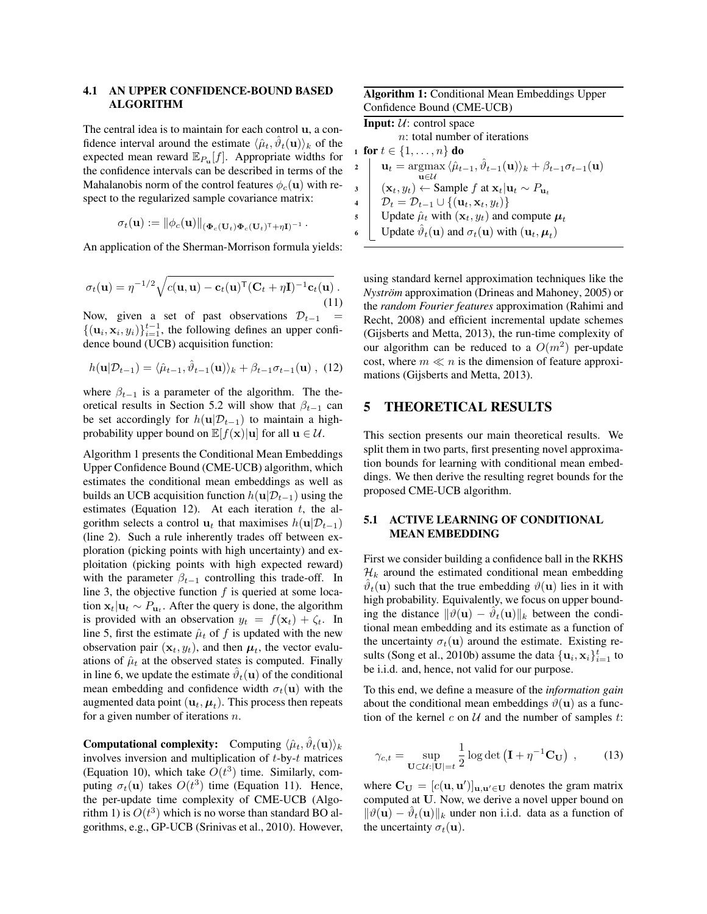### 4.1 AN UPPER CONFIDENCE-BOUND BASED ALGORITHM

The central idea is to maintain for each control $\mathbf{u}$, a confidence interval around the estimate $\langle\hat{\mu}_t, \hat{\vartheta}_t(\mathbf{u})\rangle_k$ of the expected mean reward $\mathbb{E}_{P_\mathbf{u}}[f]$. Appropriate widths for the confidence intervals can be described in terms of the Mahalanobis norm of the control features $\phi_c(\mathbf{u})$ with respect to the regularized sample covariance matrix:

$$\sigma_t(\mathbf{u}) := \|\phi_c(\mathbf{u})\|_{(\mathbf{\Phi}_c(\mathbf{U}_t)\mathbf{\Phi}_c(\mathbf{U}_t)^\mathsf{T}+\eta\mathbf{I})^{-1}}\,.$$

An application of the Sherman-Morrison formula yields:

$$\sigma_t(\mathbf{u}) = \eta^{-1/2}\sqrt{c(\mathbf{u},\mathbf{u}) - \mathbf{c}_t(\mathbf{u})^\mathsf{T}(\mathbf{C}_t+\eta\mathbf{I})^{-1}\mathbf{c}_t(\mathbf{u})}\,. \tag{11}$$

Now, given a set of past observations $\mathcal{D}_{t-1} = \{(\mathbf{u}_i, \mathbf{x}_i, y_i)\}_{i=1}^{t-1}$, the following defines an upper confidence bound (UCB) acquisition function:

$$h(\mathbf{u}|\mathcal{D}_{t-1}) = \langle\hat{\mu}_{t-1}, \hat{\vartheta}_{t-1}(\mathbf{u})\rangle_k + \beta_{t-1}\sigma_{t-1}(\mathbf{u})\,, \tag{12}$$

where $\beta_{t-1}$ is a parameter of the algorithm. The theoretical results in Section 5.2 will show that $\beta_{t-1}$ can be set accordingly for $h(\mathbf{u}|\mathcal{D}_{t-1})$ to maintain a high-probability upper bound on $\mathbb{E}[f(\mathbf{x})|\mathbf{u}]$ for all $\mathbf{u} \in \mathcal{U}$.

Algorithm 1 presents the Conditional Mean Embeddings Upper Confidence Bound (CME-UCB) algorithm, which estimates the conditional mean embeddings as well as builds an UCB acquisition function $h(\mathbf{u}|\mathcal{D}_{t-1})$ using the estimates (Equation 12). At each iteration $t$, the algorithm selects a control $\mathbf{u}_t$ that maximises $h(\mathbf{u}|\mathcal{D}_{t-1})$ (line 2). Such a rule inherently trades off between exploration (picking points with high uncertainty) and exploitation (picking points with high expected reward) with the parameter $\beta_{t-1}$ controlling this trade-off. In line 3, the objective function $f$ is queried at some location $\mathbf{x}_t|\mathbf{u}_t \sim P_{\mathbf{u}_t}$. After the query is done, the algorithm is provided with an observation $y_t = f(\mathbf{x}_t) + \zeta_t$. In line 5, first the estimate $\hat{\mu}_t$ of $f$ is updated with the new observation pair $(\mathbf{x}_t, y_t)$, and then $\boldsymbol{\mu}_t$, the vector evaluations of $\hat{\mu}_t$ at the observed states is computed. Finally in line 6, we update the estimate $\hat{\vartheta}_t(\mathbf{u})$ of the conditional mean embedding and confidence width $\sigma_t(\mathbf{u})$ with the augmented data point $(\mathbf{u}_t, \boldsymbol{\mu}_t)$. This process then repeats for a given number of iterations $n$.

**Computational complexity:** Computing $\langle\hat{\mu}_t, \hat{\vartheta}_t(\mathbf{u})\rangle_k$ involves inversion and multiplication of $t$-by-$t$ matrices (Equation 10), which take $O(t^3)$ time. Similarly, computing $\sigma_t(\mathbf{u})$ takes $O(t^3)$ time (Equation 11). Hence, the per-update time complexity of CME-UCB (Algorithm 1) is $O(t^3)$ which is no worse than standard BO algorithms, e.g., GP-UCB (Srinivas et al., 2010). However, using standard kernel approximation techniques like the *Nyström* approximation (Drineas and Mahoney, 2005) or the *random Fourier features* approximation (Rahimi and Recht, 2008) and efficient incremental update schemes (Gijsberts and Metta, 2013), the run-time complexity of our algorithm can be reduced to a $O(m^2)$ per-update cost, where $m \ll n$ is the dimension of feature approximations (Gijsberts and Metta, 2013).

**Algorithm 1:** Conditional Mean Embeddings Upper Confidence Bound (CME-UCB)

**Input:** $\mathcal{U}$: control space
$n$: total number of iterations

1. **for** $t \in \{1, \dots, n\}$ **do**
2. $\quad \mathbf{u}_t = \operatorname*{argmax}_{\mathbf{u}\in\mathcal{U}} \langle\hat{\mu}_{t-1}, \hat{\vartheta}_{t-1}(\mathbf{u})\rangle_k + \beta_{t-1}\sigma_{t-1}(\mathbf{u})$
3. $\quad (\mathbf{x}_t, y_t) \leftarrow$ Sample $f$ at $\mathbf{x}_t|\mathbf{u}_t \sim P_{\mathbf{u}_t}$
4. $\quad \mathcal{D}_t = \mathcal{D}_{t-1} \cup \{(\mathbf{u}_t, \mathbf{x}_t, y_t)\}$
5. $\quad$ Update $\hat{\mu}_t$ with $(\mathbf{x}_t, y_t)$ and compute $\boldsymbol{\mu}_t$
6. $\quad$ Update $\hat{\vartheta}_t(\mathbf{u})$ and $\sigma_t(\mathbf{u})$ with $(\mathbf{u}_t, \boldsymbol{\mu}_t)$

## 5 THEORETICAL RESULTS

This section presents our main theoretical results. We split them in two parts, first presenting novel approximation bounds for learning with conditional mean embeddings. We then derive the resulting regret bounds for the proposed CME-UCB algorithm.

### 5.1 ACTIVE LEARNING OF CONDITIONAL MEAN EMBEDDING

First we consider building a confidence ball in the RKHS $\mathcal{H}_k$ around the estimated conditional mean embedding $\hat{\vartheta}_t(\mathbf{u})$ such that the true embedding $\vartheta(\mathbf{u})$ lies in it with high probability. Equivalently, we focus on upper bounding the distance $\|\vartheta(\mathbf{u}) - \hat{\vartheta}_t(\mathbf{u})\|_k$ between the conditional mean embedding and its estimate as a function of the uncertainty $\sigma_t(\mathbf{u})$ around the estimate. Existing results (Song et al., 2010b) assume the data $\{\mathbf{u}_i, \mathbf{x}_i\}_{i=1}^t$ to be i.i.d. and, hence, not valid for our purpose.

To this end, we define a measure of the *information gain* about the conditional mean embeddings $\vartheta(\mathbf{u})$ as a function of the kernel $c$ on $\mathcal{U}$ and the number of samples $t$:

$$\gamma_{c,t} = \sup_{\mathbf{U}\subset\mathcal{U}:|\mathbf{U}|=t} \frac{1}{2}\log\det\left(\mathbf{I} + \eta^{-1}\mathbf{C}_\mathbf{U}\right)\,, \tag{13}$$

where $\mathbf{C}_\mathbf{U} = [c(\mathbf{u}, \mathbf{u}')]_{\mathbf{u},\mathbf{u}'\in\mathbf{U}}$ denotes the gram matrix computed at $\mathbf{U}$. Now, we derive a novel upper bound on $\|\vartheta(\mathbf{u}) - \hat{\vartheta}_t(\mathbf{u})\|_k$ under non i.i.d. data as a function of the uncertainty $\sigma_t(\mathbf{u})$.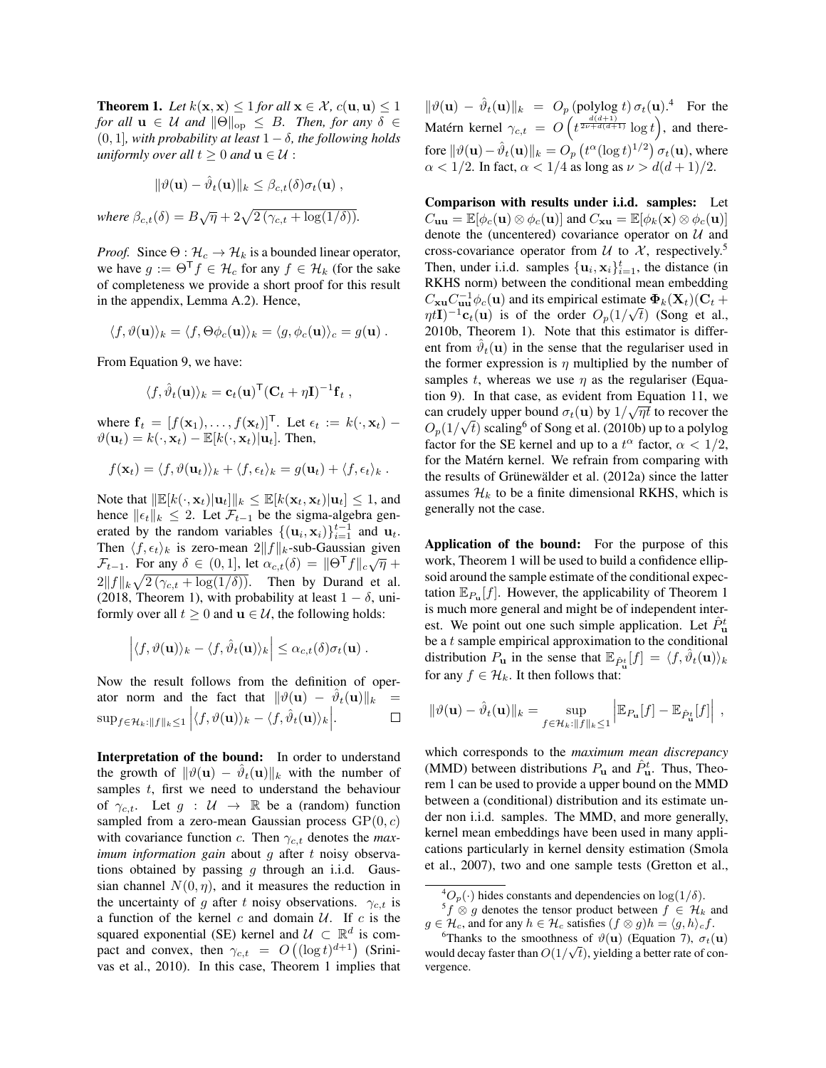**Theorem 1.** *Let $k(\mathbf{x}, \mathbf{x}) \le 1$ for all $\mathbf{x} \in \mathcal{X}$, $c(\mathbf{u}, \mathbf{u}) \le 1$ for all $\mathbf{u} \in \mathcal{U}$ and $\|\Theta\|_{\text{op}} \le B$. Then, for any $\delta \in (0, 1]$, with probability at least $1 - \delta$, the following holds uniformly over all $t \ge 0$ and $\mathbf{u} \in \mathcal{U}$ :*

$$\|\vartheta(\mathbf{u}) - \hat{\vartheta}_t(\mathbf{u})\|_k \le \beta_{c,t}(\delta)\sigma_t(\mathbf{u}) ,$$

*where $\beta_{c,t}(\delta) = B\sqrt{\eta} + 2\sqrt{2\left(\gamma_{c,t} + \log(1/\delta)\right)}$.*

*Proof.* Since $\Theta : \mathcal{H}_c \to \mathcal{H}_k$ is a bounded linear operator, we have $g := \Theta^\mathsf{T} f \in \mathcal{H}_c$ for any $f \in \mathcal{H}_k$ (for the sake of completeness we provide a short proof for this result in the appendix, Lemma A.2). Hence,

$$\langle f, \vartheta(\mathbf{u})\rangle_k = \langle f, \Theta\phi_c(\mathbf{u})\rangle_k = \langle g, \phi_c(\mathbf{u})\rangle_c = g(\mathbf{u}) .$$

From Equation 9, we have:

$$\langle f, \hat{\vartheta}_t(\mathbf{u})\rangle_k = \mathbf{c}_t(\mathbf{u})^\mathsf{T}(\mathbf{C}_t + \eta\mathbf{I})^{-1}\mathbf{f}_t ,$$

where $\mathbf{f}_t = [f(\mathbf{x}_1), \dots, f(\mathbf{x}_t)]^\mathsf{T}$. Let $\epsilon_t := k(\cdot, \mathbf{x}_t) - \vartheta(\mathbf{u}_t) = k(\cdot, \mathbf{x}_t) - \mathbb{E}[k(\cdot, \mathbf{x}_t)|\mathbf{u}_t]$. Then,

$$f(\mathbf{x}_t) = \langle f, \vartheta(\mathbf{u}_t)\rangle_k + \langle f, \epsilon_t\rangle_k = g(\mathbf{u}_t) + \langle f, \epsilon_t\rangle_k .$$

Note that $\|\mathbb{E}[k(\cdot, \mathbf{x}_t)|\mathbf{u}_t]\|_k \le \mathbb{E}[k(\mathbf{x}_t, \mathbf{x}_t)|\mathbf{u}_t] \le 1$, and hence $\|\epsilon_t\|_k \le 2$. Let $\mathcal{F}_{t-1}$ be the sigma-algebra generated by the random variables $\{(\mathbf{u}_i, \mathbf{x}_i)\}_{i=1}^{t-1}$ and $\mathbf{u}_t$. Then $\langle f, \epsilon_t\rangle_k$ is zero-mean $2\|f\|_k$-sub-Gaussian given $\mathcal{F}_{t-1}$. For any $\delta \in (0, 1]$, let $\alpha_{c,t}(\delta) = \|\Theta^\mathsf{T} f\|_c\sqrt{\eta} + 2\|f\|_k\sqrt{2\left(\gamma_{c,t} + \log(1/\delta)\right)}$. Then by Durand et al. (2018, Theorem 1), with probability at least $1 - \delta$, uniformly over all $t \ge 0$ and $\mathbf{u} \in \mathcal{U}$, the following holds:

$$\left|\langle f, \vartheta(\mathbf{u})\rangle_k - \langle f, \hat{\vartheta}_t(\mathbf{u})\rangle_k\right| \le \alpha_{c,t}(\delta)\sigma_t(\mathbf{u}) .$$

Now the result follows from the definition of operator norm and the fact that $\|\vartheta(\mathbf{u}) - \hat{\vartheta}_t(\mathbf{u})\|_k = \sup_{f \in \mathcal{H}_k : \|f\|_k \le 1}\left|\langle f, \vartheta(\mathbf{u})\rangle_k - \langle f, \hat{\vartheta}_t(\mathbf{u})\rangle_k\right|$. ∎

**Interpretation of the bound:** In order to understand the growth of $\|\vartheta(\mathbf{u}) - \hat{\vartheta}_t(\mathbf{u})\|_k$ with the number of samples $t$, first we need to understand the behaviour of $\gamma_{c,t}$. Let $g : \mathcal{U} \to \mathbb{R}$ be a (random) function sampled from a zero-mean Gaussian process $\mathrm{GP}(0, c)$ with covariance function $c$. Then $\gamma_{c,t}$ denotes the *maximum information gain* about $g$ after $t$ noisy observations obtained by passing $g$ through an i.i.d. Gaussian channel $N(0, \eta)$, and it measures the reduction in the uncertainty of $g$ after $t$ noisy observations. $\gamma_{c,t}$ is a function of the kernel $c$ and domain $\mathcal{U}$. If $c$ is the squared exponential (SE) kernel and $\mathcal{U} \subset \mathbb{R}^d$ is compact and convex, then $\gamma_{c,t} = O\left((\log t)^{d+1}\right)$ (Srinivas et al., 2010). In this case, Theorem 1 implies that $\|\vartheta(\mathbf{u}) - \hat{\vartheta}_t(\mathbf{u})\|_k = O_p\left(\text{polylog}\ t\right)\sigma_t(\mathbf{u})$.[4] For the Matérn kernel $\gamma_{c,t} = O\left(t^{\frac{d(d+1)}{2\nu+d(d+1)}}\log t\right)$, and therefore $\|\vartheta(\mathbf{u}) - \hat{\vartheta}_t(\mathbf{u})\|_k = O_p\left(t^\alpha(\log t)^{1/2}\right)\sigma_t(\mathbf{u})$, where $\alpha < 1/2$. In fact, $\alpha < 1/4$ as long as $\nu > d(d+1)/2$.

**Comparison with results under i.i.d. samples:** Let $C_{\mathbf{uu}} = \mathbb{E}[\phi_c(\mathbf{u}) \otimes \phi_c(\mathbf{u})]$ and $C_{\mathbf{xu}} = \mathbb{E}[\phi_k(\mathbf{x}) \otimes \phi_c(\mathbf{u})]$ denote the (uncentered) covariance operator on $\mathcal{U}$ and cross-covariance operator from $\mathcal{U}$ to $\mathcal{X}$, respectively.[5] Then, under i.i.d. samples $\{\mathbf{u}_i, \mathbf{x}_i\}_{i=1}^t$, the distance (in RKHS norm) between the conditional mean embedding $C_{\mathbf{xu}}C_{\mathbf{uu}}^{-1}\phi_c(\mathbf{u})$ and its empirical estimate $\mathbf{\Phi}_k(\mathbf{X}_t)(\mathbf{C}_t + \eta t\mathbf{I})^{-1}\mathbf{c}_t(\mathbf{u})$ is of the order $O_p(1/\sqrt{t})$ (Song et al., 2010b, Theorem 1). Note that this estimator is different from $\hat{\vartheta}_t(\mathbf{u})$ in the sense that the regulariser used in the former expression is $\eta$ multiplied by the number of samples $t$, whereas we use $\eta$ as the regulariser (Equation 9). In that case, as evident from Equation 11, we can crudely upper bound $\sigma_t(\mathbf{u})$ by $1/\sqrt{\eta t}$ to recover the $O_p(1/\sqrt{t})$ scaling[6] of Song et al. (2010b) up to a polylog factor for the SE kernel and up to a $t^\alpha$ factor, $\alpha < 1/2$, for the Matérn kernel. We refrain from comparing with the results of Grünewälder et al. (2012a) since the latter assumes $\mathcal{H}_k$ to be a finite dimensional RKHS, which is generally not the case.

**Application of the bound:** For the purpose of this work, Theorem 1 will be used to build a confidence ellipsoid around the sample estimate of the conditional expectation $\mathbb{E}_{P_\mathbf{u}}[f]$. However, the applicability of Theorem 1 is much more general and might be of independent interest. We point out one such simple application. Let $\hat{P}_\mathbf{u}^t$ be a $t$ sample empirical approximation to the conditional distribution $P_\mathbf{u}$ in the sense that $\mathbb{E}_{\hat{P}_\mathbf{u}^t}[f] = \langle f, \hat{\vartheta}_t(\mathbf{u})\rangle_k$ for any $f \in \mathcal{H}_k$. It then follows that:

$$\|\vartheta(\mathbf{u}) - \hat{\vartheta}_t(\mathbf{u})\|_k = \sup_{f \in \mathcal{H}_k : \|f\|_k \le 1}\left|\mathbb{E}_{P_\mathbf{u}}[f] - \mathbb{E}_{\hat{P}_\mathbf{u}^t}[f]\right| ,$$

which corresponds to the *maximum mean discrepancy* (MMD) between distributions $P_\mathbf{u}$ and $\hat{P}_\mathbf{u}^t$. Thus, Theorem 1 can be used to provide a upper bound on the MMD between a (conditional) distribution and its estimate under non i.i.d. samples. The MMD, and more generally, kernel mean embeddings have been used in many applications particularly in kernel density estimation (Smola et al., 2007), two and one sample tests (Gretton et al.,

[4] $O_p(\cdot)$ hides constants and dependencies on $\log(1/\delta)$.

[5] $f \otimes g$ denotes the tensor product between $f \in \mathcal{H}_k$ and $g \in \mathcal{H}_c$, and for any $h \in \mathcal{H}_c$ satisfies $(f \otimes g)h = \langle g, h\rangle_c f$.

[6] Thanks to the smoothness of $\vartheta(\mathbf{u})$ (Equation 7), $\sigma_t(\mathbf{u})$ would decay faster than $O(1/\sqrt{t})$, yielding a better rate of convergence.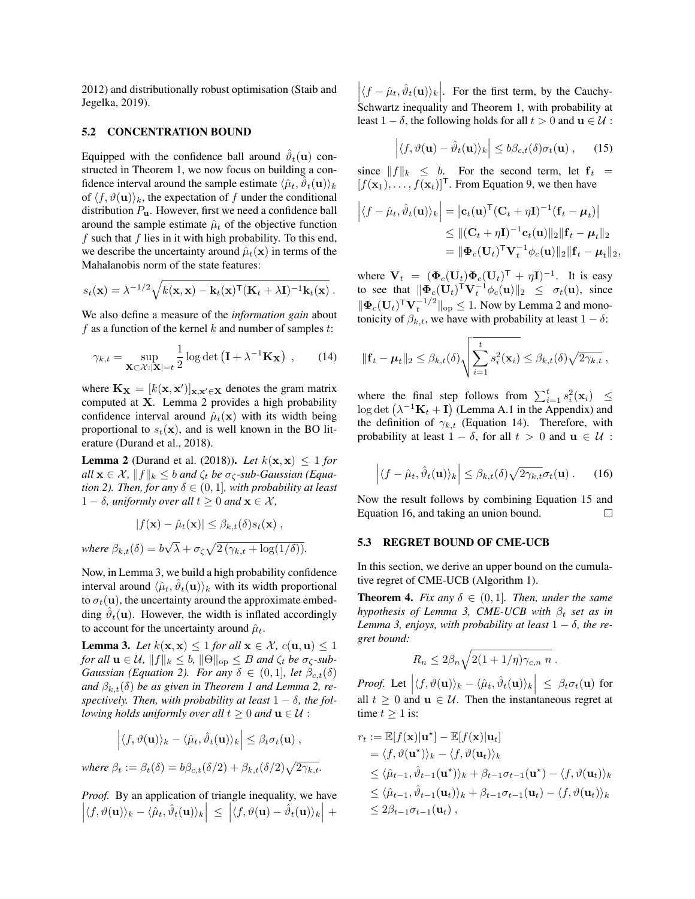2012) and distributionally robust optimisation (Staib and Jegelka, 2019).

### 5.2 CONCENTRATION BOUND

Equipped with the confidence ball around $\hat{\vartheta}_t(\mathbf{u})$ constructed in Theorem 1, we now focus on building a confidence interval around the sample estimate $\langle \hat{\mu}_t, \hat{\vartheta}_t(\mathbf{u})\rangle_k$ of $\langle f, \vartheta(\mathbf{u})\rangle_k$, the expectation of $f$ under the conditional distribution $P_\mathbf{u}$. However, first we need a confidence ball around the sample estimate $\hat{\mu}_t$ of the objective function $f$ such that $f$ lies in it with high probability. To this end, we describe the uncertainty around $\hat{\mu}_t(\mathbf{x})$ in terms of the Mahalanobis norm of the state features:

$$s_t(\mathbf{x}) = \lambda^{-1/2}\sqrt{k(\mathbf{x},\mathbf{x}) - \mathbf{k}_t(\mathbf{x})^\mathsf{T}(\mathbf{K}_t + \lambda\mathbf{I})^{-1}\mathbf{k}_t(\mathbf{x})}\,.$$

We also define a measure of the *information gain* about $f$ as a function of the kernel $k$ and number of samples $t$:

$$\gamma_{k,t} = \sup_{\mathbf{X}\subset\mathcal{X}:|\mathbf{X}|=t} \frac{1}{2}\log\det\left(\mathbf{I} + \lambda^{-1}\mathbf{K}_\mathbf{X}\right)\,, \tag{14}$$

where $\mathbf{K}_\mathbf{X} = [k(\mathbf{x},\mathbf{x}')]_{\mathbf{x},\mathbf{x}'\in\mathbf{X}}$ denotes the gram matrix computed at $\mathbf{X}$. Lemma 2 provides a high probability confidence interval around $\hat{\mu}_t(\mathbf{x})$ with its width being proportional to $s_t(\mathbf{x})$, and is well known in the BO literature (Durand et al., 2018).

**Lemma 2** (Durand et al. (2018))**.** *Let $k(\mathbf{x},\mathbf{x}) \le 1$ for all $\mathbf{x}\in\mathcal{X}$, $\|f\|_k \le b$ and $\zeta_t$ be $\sigma_\zeta$-sub-Gaussian (Equation 2). Then, for any $\delta\in(0,1]$, with probability at least $1-\delta$, uniformly over all $t\ge 0$ and $\mathbf{x}\in\mathcal{X}$,*

$$|f(\mathbf{x}) - \hat{\mu}_t(\mathbf{x})| \le \beta_{k,t}(\delta)s_t(\mathbf{x})\,,$$

*where $\beta_{k,t}(\delta) = b\sqrt{\lambda} + \sigma_\zeta\sqrt{2\left(\gamma_{k,t} + \log(1/\delta)\right)}$.*

Now, in Lemma 3, we build a high probability confidence interval around $\langle \hat{\mu}_t, \hat{\vartheta}_t(\mathbf{u})\rangle_k$ with its width proportional to $\sigma_t(\mathbf{u})$, the uncertainty around the approximate embedding $\hat{\vartheta}_t(\mathbf{u})$. However, the width is inflated accordingly to account for the uncertainty around $\hat{\mu}_t$.

**Lemma 3.** *Let $k(\mathbf{x},\mathbf{x}) \le 1$ for all $\mathbf{x}\in\mathcal{X}$, $c(\mathbf{u},\mathbf{u})\le 1$ for all $\mathbf{u}\in\mathcal{U}$, $\|f\|_k \le b$, $\|\Theta\|_{\text{op}} \le B$ and $\zeta_t$ be $\sigma_\zeta$-sub-Gaussian (Equation 2). For any $\delta\in(0,1]$, let $\beta_{c,t}(\delta)$ and $\beta_{k,t}(\delta)$ be as given in Theorem 1 and Lemma 2, respectively. Then, with probability at least $1-\delta$, the following holds uniformly over all $t\ge 0$ and $\mathbf{u}\in\mathcal{U}$ :*

$$\left|\langle f, \vartheta(\mathbf{u})\rangle_k - \langle \hat{\mu}_t, \hat{\vartheta}_t(\mathbf{u})\rangle_k\right| \le \beta_t\sigma_t(\mathbf{u})\,,$$

*where $\beta_t := \beta_t(\delta) = b\beta_{c,t}(\delta/2) + \beta_{k,t}(\delta/2)\sqrt{2\gamma_{k,t}}$.*

*Proof.* By an application of triangle inequality, we have $\left|\langle f, \vartheta(\mathbf{u})\rangle_k - \langle \hat{\mu}_t, \hat{\vartheta}_t(\mathbf{u})\rangle_k\right| \le \left|\langle f, \vartheta(\mathbf{u}) - \hat{\vartheta}_t(\mathbf{u})\rangle_k\right| + \left|\langle f - \hat{\mu}_t, \hat{\vartheta}_t(\mathbf{u})\rangle_k\right|$. For the first term, by the Cauchy-Schwartz inequality and Theorem 1, with probability at least $1-\delta$, the following holds for all $t>0$ and $\mathbf{u}\in\mathcal{U}$ :

$$\left|\langle f, \vartheta(\mathbf{u}) - \hat{\vartheta}_t(\mathbf{u})\rangle_k\right| \le b\beta_{c,t}(\delta)\sigma_t(\mathbf{u})\,, \tag{15}$$

since $\|f\|_k \le b$. For the second term, let $\mathbf{f}_t = [f(\mathbf{x}_1),\dots,f(\mathbf{x}_t)]^\mathsf{T}$. From Equation 9, we then have

$$\begin{aligned}
\left|\langle f - \hat{\mu}_t, \hat{\vartheta}_t(\mathbf{u})\rangle_k\right| &= \left|\mathbf{c}_t(\mathbf{u})^\mathsf{T}(\mathbf{C}_t + \eta\mathbf{I})^{-1}(\mathbf{f}_t - \boldsymbol{\mu}_t)\right| \\
&\le \|(\mathbf{C}_t + \eta\mathbf{I})^{-1}\mathbf{c}_t(\mathbf{u})\|_2\|\mathbf{f}_t - \boldsymbol{\mu}_t\|_2 \\
&= \|\boldsymbol{\Phi}_c(\mathbf{U}_t)^\mathsf{T}\mathbf{V}_t^{-1}\phi_c(\mathbf{u})\|_2\|\mathbf{f}_t - \boldsymbol{\mu}_t\|_2,
\end{aligned}$$

where $\mathbf{V}_t = (\boldsymbol{\Phi}_c(\mathbf{U}_t)\boldsymbol{\Phi}_c(\mathbf{U}_t)^\mathsf{T} + \eta\mathbf{I})^{-1}$. It is easy to see that $\|\boldsymbol{\Phi}_c(\mathbf{U}_t)^\mathsf{T}\mathbf{V}_t^{-1}\phi_c(\mathbf{u})\|_2 \le \sigma_t(\mathbf{u})$, since $\|\boldsymbol{\Phi}_c(\mathbf{U}_t)^\mathsf{T}\mathbf{V}_t^{-1/2}\|_{\text{op}} \le 1$. Now by Lemma 2 and monotonicity of $\beta_{k,t}$, we have with probability at least $1-\delta$:

$$\|\mathbf{f}_t - \boldsymbol{\mu}_t\|_2 \le \beta_{k,t}(\delta)\sqrt{\sum_{i=1}^t s_i^2(\mathbf{x}_i)} \le \beta_{k,t}(\delta)\sqrt{2\gamma_{k,t}}\,,$$

where the final step follows from $\sum_{i=1}^t s_i^2(\mathbf{x}_i) \le \log\det\left(\lambda^{-1}\mathbf{K}_t + \mathbf{I}\right)$ (Lemma A.1 in the Appendix) and the definition of $\gamma_{k,t}$ (Equation 14). Therefore, with probability at least $1-\delta$, for all $t>0$ and $\mathbf{u}\in\mathcal{U}$ :

$$\left|\langle f - \hat{\mu}_t, \hat{\vartheta}_t(\mathbf{u})\rangle_k\right| \le \beta_{k,t}(\delta)\sqrt{2\gamma_{k,t}}\sigma_t(\mathbf{u})\,. \tag{16}$$

Now the result follows by combining Equation 15 and Equation 16, and taking an union bound. $\square$

### 5.3 REGRET BOUND OF CME-UCB

In this section, we derive an upper bound on the cumulative regret of CME-UCB (Algorithm 1).

**Theorem 4.** *Fix any $\delta\in(0,1]$. Then, under the same hypothesis of Lemma 3, CME-UCB with $\beta_t$ set as in Lemma 3, enjoys, with probability at least $1-\delta$, the regret bound:*

$$R_n \le 2\beta_n\sqrt{2(1+1/\eta)\gamma_{c,n}\,n}\,.$$

*Proof.* Let $\left|\langle f, \vartheta(\mathbf{u})\rangle_k - \langle \hat{\mu}_t, \hat{\vartheta}_t(\mathbf{u})\rangle_k\right| \le \beta_t\sigma_t(\mathbf{u})$ for all $t\ge 0$ and $\mathbf{u}\in\mathcal{U}$. Then the instantaneous regret at time $t\ge 1$ is:

$$\begin{aligned}
r_t &:= \mathbb{E}[f(\mathbf{x})|\mathbf{u}^\star] - \mathbb{E}[f(\mathbf{x})|\mathbf{u}_t] \\
&= \langle f, \vartheta(\mathbf{u}^\star)\rangle_k - \langle f, \vartheta(\mathbf{u}_t)\rangle_k \\
&\le \langle \hat{\mu}_{t-1}, \hat{\vartheta}_{t-1}(\mathbf{u}^\star)\rangle_k + \beta_{t-1}\sigma_{t-1}(\mathbf{u}^\star) - \langle f, \vartheta(\mathbf{u}_t)\rangle_k \\
&\le \langle \hat{\mu}_{t-1}, \hat{\vartheta}_{t-1}(\mathbf{u}_t)\rangle_k + \beta_{t-1}\sigma_{t-1}(\mathbf{u}_t) - \langle f, \vartheta(\mathbf{u}_t)\rangle_k \\
&\le 2\beta_{t-1}\sigma_{t-1}(\mathbf{u}_t)\,,
\end{aligned}$$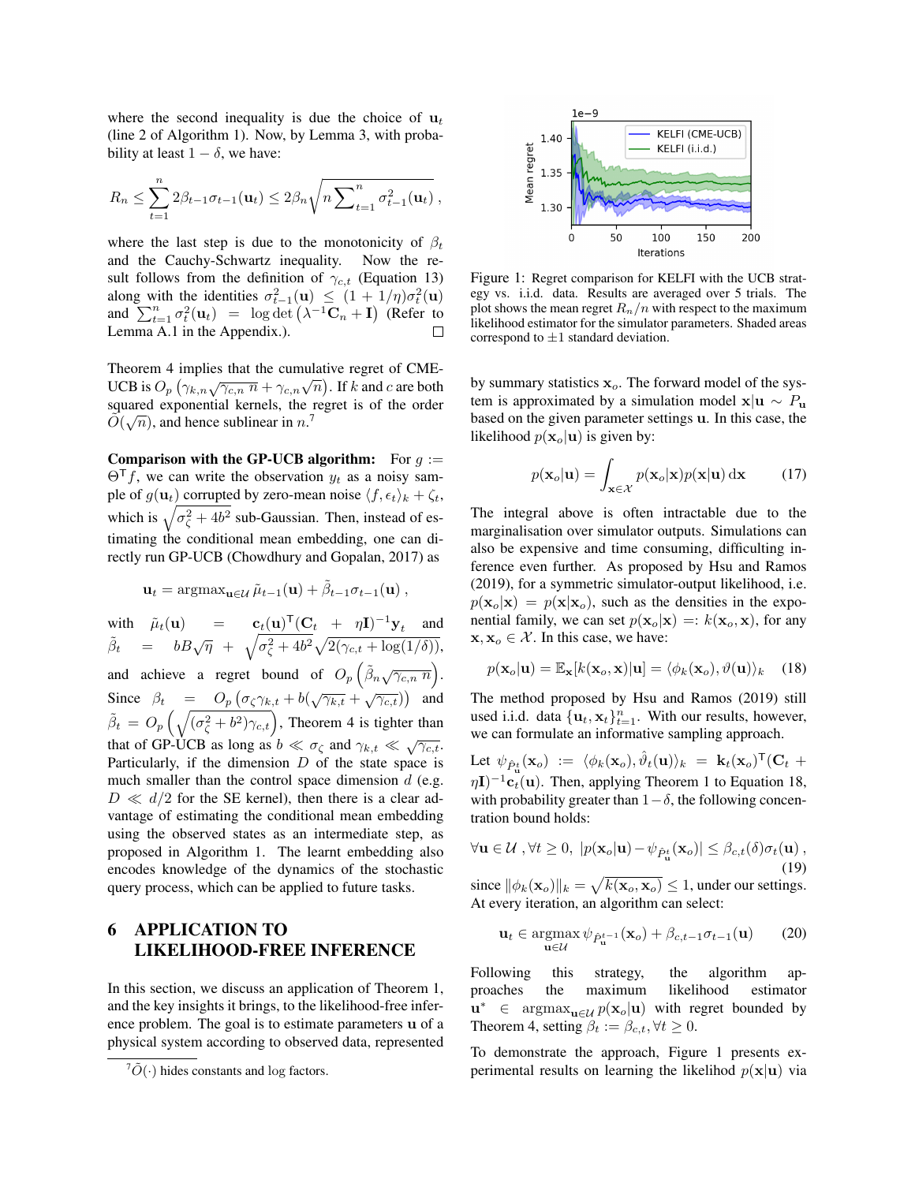where the second inequality is due the choice of $\mathbf{u}_t$ (line 2 of Algorithm 1). Now, by Lemma 3, with probability at least $1-\delta$, we have:

$$R_n \leq \sum_{t=1}^{n} 2\beta_{t-1}\sigma_{t-1}(\mathbf{u}_t) \leq 2\beta_n \sqrt{n \sum_{t=1}^{n} \sigma_{t-1}^2(\mathbf{u}_t)} \,,$$

where the last step is due to the monotonicity of $\beta_t$ and the Cauchy-Schwartz inequality. Now the result follows from the definition of $\gamma_{c,t}$ (Equation 13) along with the identities $\sigma_{t-1}^2(\mathbf{u}) \leq (1+1/\eta)\sigma_t^2(\mathbf{u})$ and $\sum_{t=1}^{n} \sigma_t^2(\mathbf{u}_t) = \log\det\left(\lambda^{-1}\mathbf{C}_n + \mathbf{I}\right)$ (Refer to Lemma A.1 in the Appendix.). □

Theorem 4 implies that the cumulative regret of CME-UCB is $O_p\left(\gamma_{k,n}\sqrt{\gamma_{c,n}\, n} + \gamma_{c,n}\sqrt{n}\right)$. If $k$ and $c$ are both squared exponential kernels, the regret is of the order $\tilde{O}(\sqrt{n})$, and hence sublinear in $n$.[7]

**Comparison with the GP-UCB algorithm:** For $g := \Theta^{\mathsf{T}} f$, we can write the observation $y_t$ as a noisy sample of $g(\mathbf{u}_t)$ corrupted by zero-mean noise $\langle f, \epsilon_t\rangle_k + \zeta_t$, which is $\sqrt{\sigma_\zeta^2 + 4b^2}$ sub-Gaussian. Then, instead of estimating the conditional mean embedding, one can directly run GP-UCB (Chowdhury and Gopalan, 2017) as

$$\mathbf{u}_t = \mathrm{argmax}_{\mathbf{u}\in\mathcal{U}}\, \tilde{\mu}_{t-1}(\mathbf{u}) + \tilde{\beta}_{t-1}\sigma_{t-1}(\mathbf{u}) \,,$$

with $\tilde{\mu}_t(\mathbf{u}) = \mathbf{c}_t(\mathbf{u})^{\mathsf{T}}(\mathbf{C}_t + \eta\mathbf{I})^{-1}\mathbf{y}_t$ and $\tilde{\beta}_t = bB\sqrt{\eta} + \sqrt{\sigma_\zeta^2 + 4b^2}\sqrt{2(\gamma_{c,t} + \log(1/\delta))}$, and achieve a regret bound of $O_p\left(\tilde{\beta}_n\sqrt{\gamma_{c,n}\, n}\right)$. Since $\beta_t = O_p\left(\sigma_\zeta\gamma_{k,t} + b(\sqrt{\gamma_{k,t}} + \sqrt{\gamma_{c,t}})\right)$ and $\tilde{\beta}_t = O_p\left(\sqrt{(\sigma_\zeta^2 + b^2)\gamma_{c,t}}\right)$, Theorem 4 is tighter than that of GP-UCB as long as $b \ll \sigma_\zeta$ and $\gamma_{k,t} \ll \sqrt{\gamma_{c,t}}$. Particularly, if the dimension $D$ of the state space is much smaller than the control space dimension $d$ (e.g. $D \ll d/2$ for the SE kernel), then there is a clear advantage of estimating the conditional mean embedding using the observed states as an intermediate step, as proposed in Algorithm 1. The learnt embedding also encodes knowledge of the dynamics of the stochastic query process, which can be applied to future tasks.

# 6 APPLICATION TO LIKELIHOOD-FREE INFERENCE

In this section, we discuss an application of Theorem 1, and the key insights it brings, to the likelihood-free inference problem. The goal is to estimate parameters $\mathbf{u}$ of a physical system according to observed data, represented by summary statistics $\mathbf{x}_o$. The forward model of the system is approximated by a simulation model $\mathbf{x}|\mathbf{u} \sim P_{\mathbf{u}}$ based on the given parameter settings $\mathbf{u}$. In this case, the likelihood $p(\mathbf{x}_o|\mathbf{u})$ is given by:

$$p(\mathbf{x}_o|\mathbf{u}) = \int_{\mathbf{x}\in\mathcal{X}} p(\mathbf{x}_o|\mathbf{x})p(\mathbf{x}|\mathbf{u})\,\mathrm{d}\mathbf{x} \tag{17}$$

The integral above is often intractable due to the marginalisation over simulator outputs. Simulations can also be expensive and time consuming, difficulting inference even further. As proposed by Hsu and Ramos (2019), for a symmetric simulator-output likelihood, i.e. $p(\mathbf{x}_o|\mathbf{x}) = p(\mathbf{x}|\mathbf{x}_o)$, such as the densities in the exponential family, we can set $p(\mathbf{x}_o|\mathbf{x}) =: k(\mathbf{x}_o, \mathbf{x})$, for any $\mathbf{x}, \mathbf{x}_o \in \mathcal{X}$. In this case, we have:

$$p(\mathbf{x}_o|\mathbf{u}) = \mathbb{E}_{\mathbf{x}}[k(\mathbf{x}_o, \mathbf{x})|\mathbf{u}] = \langle\phi_k(\mathbf{x}_o), \vartheta(\mathbf{u})\rangle_k \tag{18}$$

The method proposed by Hsu and Ramos (2019) still used i.i.d. data $\{\mathbf{u}_t, \mathbf{x}_t\}_{t=1}^n$. With our results, however, we can formulate an informative sampling approach.

Let $\psi_{\hat{P}_{\mathbf{u}}^t}(\mathbf{x}_o) := \langle\phi_k(\mathbf{x}_o), \hat{\vartheta}_t(\mathbf{u})\rangle_k = \mathbf{k}_t(\mathbf{x}_o)^{\mathsf{T}}(\mathbf{C}_t + \eta\mathbf{I})^{-1}\mathbf{c}_t(\mathbf{u})$. Then, applying Theorem 1 to Equation 18, with probability greater than $1-\delta$, the following concentration bound holds:

$$\forall\mathbf{u}\in\mathcal{U}\,, \forall t \geq 0,\ |p(\mathbf{x}_o|\mathbf{u}) - \psi_{\hat{P}_{\mathbf{u}}^t}(\mathbf{x}_o)| \leq \beta_{c,t}(\delta)\sigma_t(\mathbf{u})\,, \tag{19}$$

since $\|\phi_k(\mathbf{x}_o)\|_k = \sqrt{k(\mathbf{x}_o, \mathbf{x}_o)} \leq 1$, under our settings. At every iteration, an algorithm can select:

$$\mathbf{u}_t \in \underset{\mathbf{u}\in\mathcal{U}}{\mathrm{argmax}}\, \psi_{\hat{P}_{\mathbf{u}}^{t-1}}(\mathbf{x}_o) + \beta_{c,t-1}\sigma_{t-1}(\mathbf{u}) \tag{20}$$

Following this strategy, the algorithm approaches the maximum likelihood estimator $\mathbf{u}^* \in \mathrm{argmax}_{\mathbf{u}\in\mathcal{U}}\, p(\mathbf{x}_o|\mathbf{u})$ with regret bounded by Theorem 4, setting $\beta_t := \beta_{c,t}, \forall t \geq 0$.

To demonstrate the approach, Figure 1 presents experimental results on learning the likelihod $p(\mathbf{x}|\mathbf{u})$ via

Figure 1: Regret comparison for KELFI with the UCB strategy vs. i.i.d. data. Results are averaged over 5 trials. The plot shows the mean regret $R_n/n$ with respect to the maximum likelihood estimator for the simulator parameters. Shaded areas correspond to $\pm 1$ standard deviation.

[7] $\tilde{O}(\cdot)$ hides constants and log factors.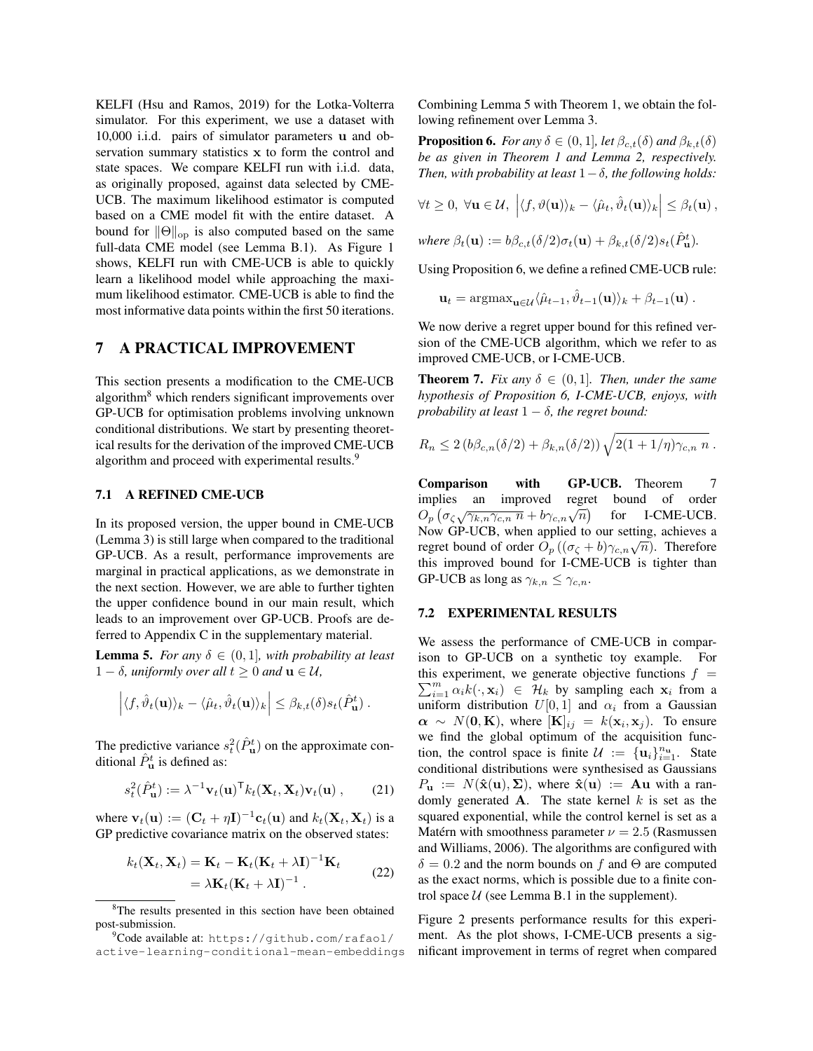KELFI (Hsu and Ramos, 2019) for the Lotka-Volterra simulator. For this experiment, we use a dataset with 10,000 i.i.d. pairs of simulator parameters $\mathbf{u}$ and observation summary statistics $\mathbf{x}$ to form the control and state spaces. We compare KELFI run with i.i.d. data, as originally proposed, against data selected by CME-UCB. The maximum likelihood estimator is computed based on a CME model fit with the entire dataset. A bound for $\|\Theta\|_{\mathrm{op}}$ is also computed based on the same full-data CME model (see Lemma B.1). As Figure 1 shows, KELFI run with CME-UCB is able to quickly learn a likelihood model while approaching the maximum likelihood estimator. CME-UCB is able to find the most informative data points within the first 50 iterations.

## 7 A PRACTICAL IMPROVEMENT

This section presents a modification to the CME-UCB algorithm[8] which renders significant improvements over GP-UCB for optimisation problems involving unknown conditional distributions. We start by presenting theoretical results for the derivation of the improved CME-UCB algorithm and proceed with experimental results.[9]

### 7.1 A REFINED CME-UCB

In its proposed version, the upper bound in CME-UCB (Lemma 3) is still large when compared to the traditional GP-UCB. As a result, performance improvements are marginal in practical applications, as we demonstrate in the next section. However, we are able to further tighten the upper confidence bound in our main result, which leads to an improvement over GP-UCB. Proofs are deferred to Appendix C in the supplementary material.

**Lemma 5.** *For any $\delta \in (0, 1]$, with probability at least $1 - \delta$, uniformly over all $t \geq 0$ and $\mathbf{u} \in \mathcal{U}$,*

$$\left| \langle f, \hat{\vartheta}_t(\mathbf{u}) \rangle_k - \langle \hat{\mu}_t, \hat{\vartheta}_t(\mathbf{u}) \rangle_k \right| \leq \beta_{k,t}(\delta) s_t(\hat{P}^t_{\mathbf{u}}) \,.$$

The predictive variance $s_t^2(\hat{P}^t_{\mathbf{u}})$ on the approximate conditional $\hat{P}^t_{\mathbf{u}}$ is defined as:

$$s_t^2(\hat{P}^t_{\mathbf{u}}) := \lambda^{-1} \mathbf{v}_t(\mathbf{u})^\mathsf{T} k_t(\mathbf{X}_t, \mathbf{X}_t) \mathbf{v}_t(\mathbf{u}) \,, \tag{21}$$

where $\mathbf{v}_t(\mathbf{u}) := (\mathbf{C}_t + \eta \mathbf{I})^{-1} \mathbf{c}_t(\mathbf{u})$ and $k_t(\mathbf{X}_t, \mathbf{X}_t)$ is a GP predictive covariance matrix on the observed states:

$$\begin{aligned} k_t(\mathbf{X}_t, \mathbf{X}_t) &= \mathbf{K}_t - \mathbf{K}_t(\mathbf{K}_t + \lambda \mathbf{I})^{-1} \mathbf{K}_t \\ &= \lambda \mathbf{K}_t (\mathbf{K}_t + \lambda \mathbf{I})^{-1} \,. \end{aligned} \tag{22}$$

Combining Lemma 5 with Theorem 1, we obtain the following refinement over Lemma 3.

**Proposition 6.** *For any $\delta \in (0, 1]$, let $\beta_{c,t}(\delta)$ and $\beta_{k,t}(\delta)$ be as given in Theorem 1 and Lemma 2, respectively. Then, with probability at least $1 - \delta$, the following holds:*

$$\forall t \geq 0,\ \forall \mathbf{u} \in \mathcal{U},\ \left| \langle f, \vartheta(\mathbf{u}) \rangle_k - \langle \hat{\mu}_t, \hat{\vartheta}_t(\mathbf{u}) \rangle_k \right| \leq \beta_t(\mathbf{u}) \,,$$

*where $\beta_t(\mathbf{u}) := b \beta_{c,t}(\delta/2) \sigma_t(\mathbf{u}) + \beta_{k,t}(\delta/2) s_t(\hat{P}^t_{\mathbf{u}})$.*

Using Proposition 6, we define a refined CME-UCB rule:

$$\mathbf{u}_t = \operatorname{argmax}_{\mathbf{u} \in \mathcal{U}} \langle \hat{\mu}_{t-1}, \hat{\vartheta}_{t-1}(\mathbf{u}) \rangle_k + \beta_{t-1}(\mathbf{u}) \,.$$

We now derive a regret upper bound for this refined version of the CME-UCB algorithm, which we refer to as improved CME-UCB, or I-CME-UCB.

**Theorem 7.** *Fix any $\delta \in (0, 1]$. Then, under the same hypothesis of Proposition 6, I-CME-UCB, enjoys, with probability at least $1 - \delta$, the regret bound:*

$$R_n \leq 2 \left( b \beta_{c,n}(\delta/2) + \beta_{k,n}(\delta/2) \right) \sqrt{2(1 + 1/\eta) \gamma_{c,n}\, n} \,.$$

**Comparison with GP-UCB.** Theorem 7 implies an improved regret bound of order $O_p\left( \sigma_\zeta \sqrt{\gamma_{k,n} \gamma_{c,n}\, n} + b \gamma_{c,n} \sqrt{n} \right)$ for I-CME-UCB. Now GP-UCB, when applied to our setting, achieves a regret bound of order $O_p\left( (\sigma_\zeta + b) \gamma_{c,n} \sqrt{n} \right)$. Therefore this improved bound for I-CME-UCB is tighter than GP-UCB as long as $\gamma_{k,n} \leq \gamma_{c,n}$.

### 7.2 EXPERIMENTAL RESULTS

We assess the performance of CME-UCB in comparison to GP-UCB on a synthetic toy example. For this experiment, we generate objective functions $f = \sum_{i=1}^m \alpha_i k(\cdot, \mathbf{x}_i) \in \mathcal{H}_k$ by sampling each $\mathbf{x}_i$ from a uniform distribution $U[0, 1]$ and $\alpha_i$ from a Gaussian $\boldsymbol{\alpha} \sim N(\mathbf{0}, \mathbf{K})$, where $[\mathbf{K}]_{ij} = k(\mathbf{x}_i, \mathbf{x}_j)$. To ensure we find the global optimum of the acquisition function, the control space is finite $\mathcal{U} := \{\mathbf{u}_i\}_{i=1}^{n_{\mathbf{u}}}$. State conditional distributions were synthesised as Gaussians $P_{\mathbf{u}} := N(\hat{\mathbf{x}}(\mathbf{u}), \boldsymbol{\Sigma})$, where $\hat{\mathbf{x}}(\mathbf{u}) := \mathbf{A}\mathbf{u}$ with a randomly generated $\mathbf{A}$. The state kernel $k$ is set as the squared exponential, while the control kernel is set as a Matérn with smoothness parameter $\nu = 2.5$ (Rasmussen and Williams, 2006). The algorithms are configured with $\delta = 0.2$ and the norm bounds on $f$ and $\Theta$ are computed as the exact norms, which is possible due to a finite control space $\mathcal{U}$ (see Lemma B.1 in the supplement).

Figure 2 presents performance results for this experiment. As the plot shows, I-CME-UCB presents a significant improvement in terms of regret when compared

---

[8] The results presented in this section have been obtained post-submission.

[9] Code available at: `https://github.com/rafaol/active-learning-conditional-mean-embeddings`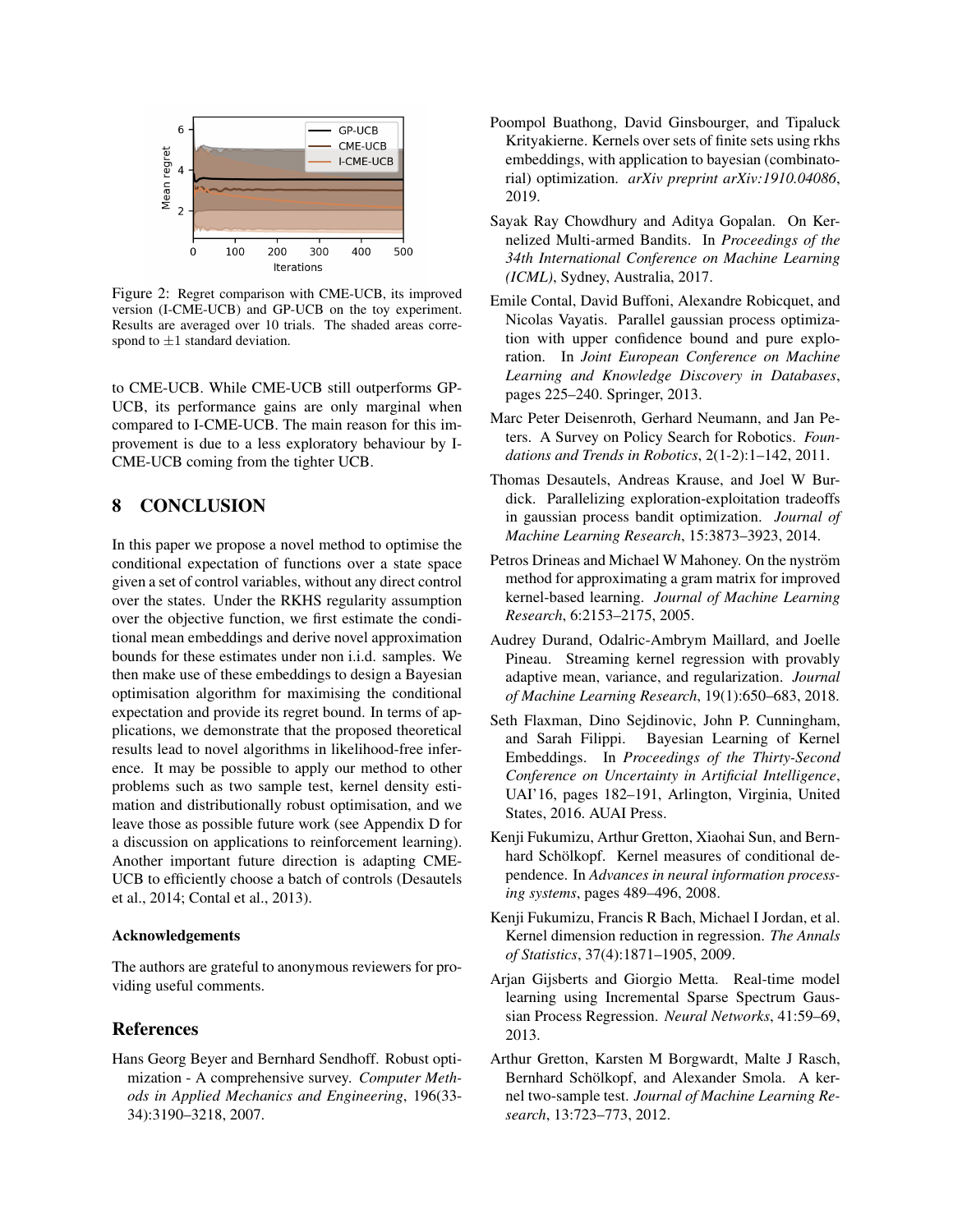Figure 2: Regret comparison with CME-UCB, its improved version (I-CME-UCB) and GP-UCB on the toy experiment. Results are averaged over 10 trials. The shaded areas correspond to $\pm 1$ standard deviation.

to CME-UCB. While CME-UCB still outperforms GP-UCB, its performance gains are only marginal when compared to I-CME-UCB. The main reason for this improvement is due to a less exploratory behaviour by I-CME-UCB coming from the tighter UCB.

## 8 CONCLUSION

In this paper we propose a novel method to optimise the conditional expectation of functions over a state space given a set of control variables, without any direct control over the states. Under the RKHS regularity assumption over the objective function, we first estimate the conditional mean embeddings and derive novel approximation bounds for these estimates under non i.i.d. samples. We then make use of these embeddings to design a Bayesian optimisation algorithm for maximising the conditional expectation and provide its regret bound. In terms of applications, we demonstrate that the proposed theoretical results lead to novel algorithms in likelihood-free inference. It may be possible to apply our method to other problems such as two sample test, kernel density estimation and distributionally robust optimisation, and we leave those as possible future work (see Appendix D for a discussion on applications to reinforcement learning). Another important future direction is adapting CME-UCB to efficiently choose a batch of controls (Desautels et al., 2014; Contal et al., 2013).

#### Acknowledgements

The authors are grateful to anonymous reviewers for providing useful comments.

### References

Hans Georg Beyer and Bernhard Sendhoff. Robust optimization - A comprehensive survey. *Computer Methods in Applied Mechanics and Engineering*, 196(33-34):3190–3218, 2007.

Poompol Buathong, David Ginsbourger, and Tipaluck Krityakierne. Kernels over sets of finite sets using rkhs embeddings, with application to bayesian (combinatorial) optimization. *arXiv preprint arXiv:1910.04086*, 2019.

Sayak Ray Chowdhury and Aditya Gopalan. On Kernelized Multi-armed Bandits. In *Proceedings of the 34th International Conference on Machine Learning (ICML)*, Sydney, Australia, 2017.

Emile Contal, David Buffoni, Alexandre Robicquet, and Nicolas Vayatis. Parallel gaussian process optimization with upper confidence bound and pure exploration. In *Joint European Conference on Machine Learning and Knowledge Discovery in Databases*, pages 225–240. Springer, 2013.

Marc Peter Deisenroth, Gerhard Neumann, and Jan Peters. A Survey on Policy Search for Robotics. *Foundations and Trends in Robotics*, 2(1-2):1–142, 2011.

Thomas Desautels, Andreas Krause, and Joel W Burdick. Parallelizing exploration-exploitation tradeoffs in gaussian process bandit optimization. *Journal of Machine Learning Research*, 15:3873–3923, 2014.

Petros Drineas and Michael W Mahoney. On the nyström method for approximating a gram matrix for improved kernel-based learning. *Journal of Machine Learning Research*, 6:2153–2175, 2005.

Audrey Durand, Odalric-Ambrym Maillard, and Joelle Pineau. Streaming kernel regression with provably adaptive mean, variance, and regularization. *Journal of Machine Learning Research*, 19(1):650–683, 2018.

Seth Flaxman, Dino Sejdinovic, John P. Cunningham, and Sarah Filippi. Bayesian Learning of Kernel Embeddings. In *Proceedings of the Thirty-Second Conference on Uncertainty in Artificial Intelligence*, UAI'16, pages 182–191, Arlington, Virginia, United States, 2016. AUAI Press.

Kenji Fukumizu, Arthur Gretton, Xiaohai Sun, and Bernhard Schölkopf. Kernel measures of conditional dependence. In *Advances in neural information processing systems*, pages 489–496, 2008.

Kenji Fukumizu, Francis R Bach, Michael I Jordan, et al. Kernel dimension reduction in regression. *The Annals of Statistics*, 37(4):1871–1905, 2009.

Arjan Gijsberts and Giorgio Metta. Real-time model learning using Incremental Sparse Spectrum Gaussian Process Regression. *Neural Networks*, 41:59–69, 2013.

Arthur Gretton, Karsten M Borgwardt, Malte J Rasch, Bernhard Schölkopf, and Alexander Smola. A kernel two-sample test. *Journal of Machine Learning Research*, 13:723–773, 2012.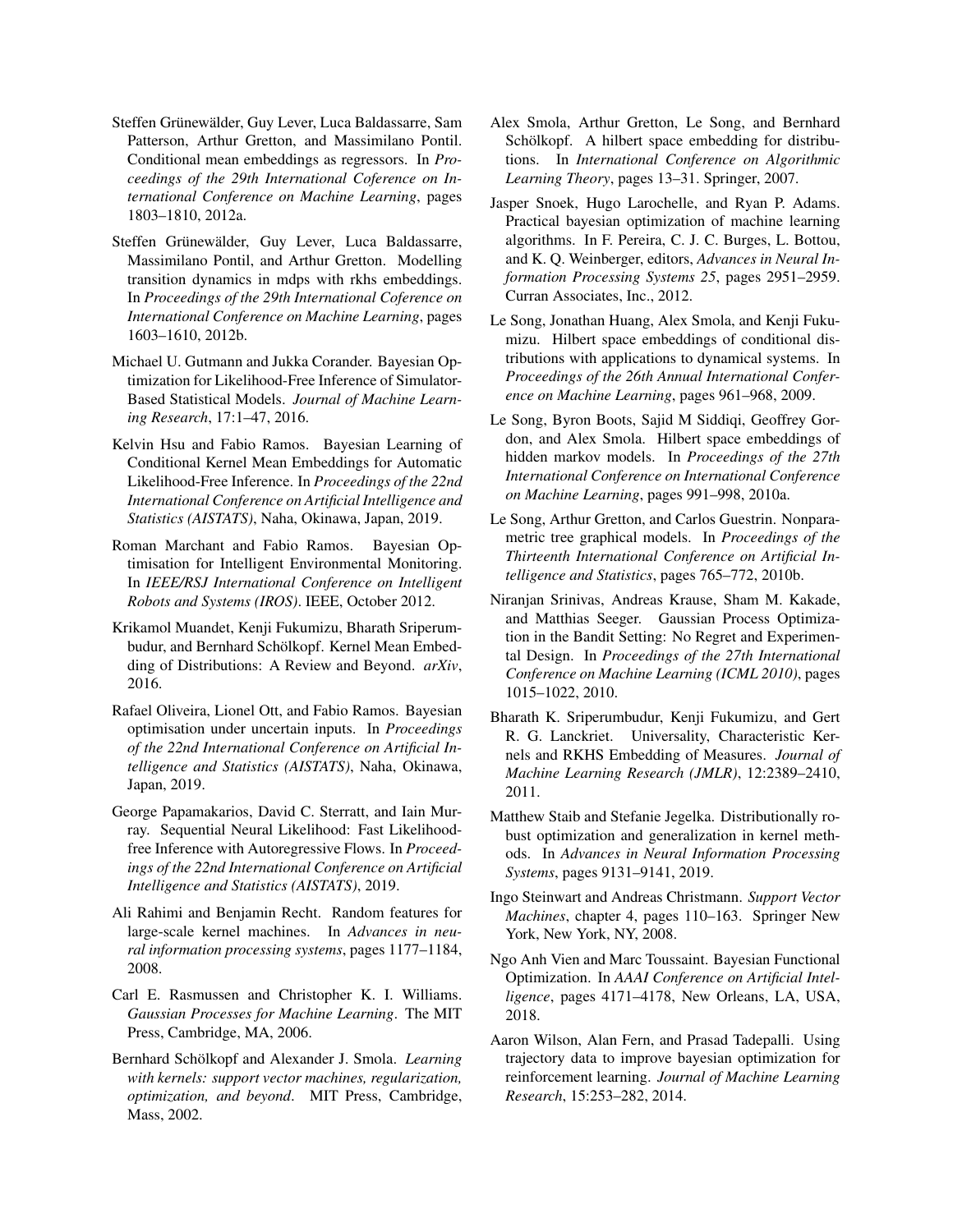Steffen Grünewälder, Guy Lever, Luca Baldassarre, Sam Patterson, Arthur Gretton, and Massimilano Pontil. Conditional mean embeddings as regressors. In *Proceedings of the 29th International Coference on International Conference on Machine Learning*, pages 1803–1810, 2012a.

Steffen Grünewälder, Guy Lever, Luca Baldassarre, Massimilano Pontil, and Arthur Gretton. Modelling transition dynamics in mdps with rkhs embeddings. In *Proceedings of the 29th International Coference on International Conference on Machine Learning*, pages 1603–1610, 2012b.

Michael U. Gutmann and Jukka Corander. Bayesian Optimization for Likelihood-Free Inference of Simulator-Based Statistical Models. *Journal of Machine Learning Research*, 17:1–47, 2016.

Kelvin Hsu and Fabio Ramos. Bayesian Learning of Conditional Kernel Mean Embeddings for Automatic Likelihood-Free Inference. In *Proceedings of the 22nd International Conference on Artificial Intelligence and Statistics (AISTATS)*, Naha, Okinawa, Japan, 2019.

Roman Marchant and Fabio Ramos. Bayesian Optimisation for Intelligent Environmental Monitoring. In *IEEE/RSJ International Conference on Intelligent Robots and Systems (IROS)*. IEEE, October 2012.

Krikamol Muandet, Kenji Fukumizu, Bharath Sriperumbudur, and Bernhard Schölkopf. Kernel Mean Embedding of Distributions: A Review and Beyond. *arXiv*, 2016.

Rafael Oliveira, Lionel Ott, and Fabio Ramos. Bayesian optimisation under uncertain inputs. In *Proceedings of the 22nd International Conference on Artificial Intelligence and Statistics (AISTATS)*, Naha, Okinawa, Japan, 2019.

George Papamakarios, David C. Sterratt, and Iain Murray. Sequential Neural Likelihood: Fast Likelihood-free Inference with Autoregressive Flows. In *Proceedings of the 22nd International Conference on Artificial Intelligence and Statistics (AISTATS)*, 2019.

Ali Rahimi and Benjamin Recht. Random features for large-scale kernel machines. In *Advances in neural information processing systems*, pages 1177–1184, 2008.

Carl E. Rasmussen and Christopher K. I. Williams. *Gaussian Processes for Machine Learning*. The MIT Press, Cambridge, MA, 2006.

Bernhard Schölkopf and Alexander J. Smola. *Learning with kernels: support vector machines, regularization, optimization, and beyond*. MIT Press, Cambridge, Mass, 2002.

Alex Smola, Arthur Gretton, Le Song, and Bernhard Schölkopf. A hilbert space embedding for distributions. In *International Conference on Algorithmic Learning Theory*, pages 13–31. Springer, 2007.

Jasper Snoek, Hugo Larochelle, and Ryan P. Adams. Practical bayesian optimization of machine learning algorithms. In F. Pereira, C. J. C. Burges, L. Bottou, and K. Q. Weinberger, editors, *Advances in Neural Information Processing Systems 25*, pages 2951–2959. Curran Associates, Inc., 2012.

Le Song, Jonathan Huang, Alex Smola, and Kenji Fukumizu. Hilbert space embeddings of conditional distributions with applications to dynamical systems. In *Proceedings of the 26th Annual International Conference on Machine Learning*, pages 961–968, 2009.

Le Song, Byron Boots, Sajid M Siddiqi, Geoffrey Gordon, and Alex Smola. Hilbert space embeddings of hidden markov models. In *Proceedings of the 27th International Conference on International Conference on Machine Learning*, pages 991–998, 2010a.

Le Song, Arthur Gretton, and Carlos Guestrin. Nonparametric tree graphical models. In *Proceedings of the Thirteenth International Conference on Artificial Intelligence and Statistics*, pages 765–772, 2010b.

Niranjan Srinivas, Andreas Krause, Sham M. Kakade, and Matthias Seeger. Gaussian Process Optimization in the Bandit Setting: No Regret and Experimental Design. In *Proceedings of the 27th International Conference on Machine Learning (ICML 2010)*, pages 1015–1022, 2010.

Bharath K. Sriperumbudur, Kenji Fukumizu, and Gert R. G. Lanckriet. Universality, Characteristic Kernels and RKHS Embedding of Measures. *Journal of Machine Learning Research (JMLR)*, 12:2389–2410, 2011.

Matthew Staib and Stefanie Jegelka. Distributionally robust optimization and generalization in kernel methods. In *Advances in Neural Information Processing Systems*, pages 9131–9141, 2019.

Ingo Steinwart and Andreas Christmann. *Support Vector Machines*, chapter 4, pages 110–163. Springer New York, New York, NY, 2008.

Ngo Anh Vien and Marc Toussaint. Bayesian Functional Optimization. In *AAAI Conference on Artificial Intelligence*, pages 4171–4178, New Orleans, LA, USA, 2018.

Aaron Wilson, Alan Fern, and Prasad Tadepalli. Using trajectory data to improve bayesian optimization for reinforcement learning. *Journal of Machine Learning Research*, 15:253–282, 2014.